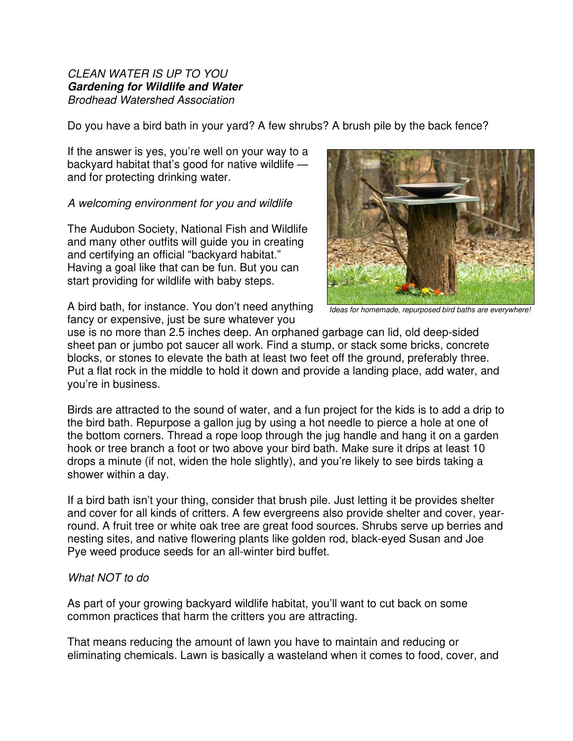*CLEAN WATER IS UP TO YOU*

***Gardening for Wildlife and Water***

*Brodhead Watershed Association*

Do you have a bird bath in your yard? A few shrubs? A brush pile by the back fence?

If the answer is yes, you're well on your way to a backyard habitat that's good for native wildlife — and for protecting drinking water.

*A welcoming environment for you and wildlife*

The Audubon Society, National Fish and Wildlife and many other outfits will guide you in creating and certifying an official "backyard habitat." Having a goal like that can be fun. But you can start providing for wildlife with baby steps.

*Ideas for homemade, repurposed bird baths are everywhere!*

A bird bath, for instance. You don't need anything fancy or expensive, just be sure whatever you use is no more than 2.5 inches deep. An orphaned garbage can lid, old deep-sided sheet pan or jumbo pot saucer all work. Find a stump, or stack some bricks, concrete blocks, or stones to elevate the bath at least two feet off the ground, preferably three. Put a flat rock in the middle to hold it down and provide a landing place, add water, and you're in business.

Birds are attracted to the sound of water, and a fun project for the kids is to add a drip to the bird bath. Repurpose a gallon jug by using a hot needle to pierce a hole at one of the bottom corners. Thread a rope loop through the jug handle and hang it on a garden hook or tree branch a foot or two above your bird bath. Make sure it drips at least 10 drops a minute (if not, widen the hole slightly), and you're likely to see birds taking a shower within a day.

If a bird bath isn't your thing, consider that brush pile. Just letting it be provides shelter and cover for all kinds of critters. A few evergreens also provide shelter and cover, year-round. A fruit tree or white oak tree are great food sources. Shrubs serve up berries and nesting sites, and native flowering plants like golden rod, black-eyed Susan and Joe Pye weed produce seeds for an all-winter bird buffet.

*What NOT to do*

As part of your growing backyard wildlife habitat, you'll want to cut back on some common practices that harm the critters you are attracting.

That means reducing the amount of lawn you have to maintain and reducing or eliminating chemicals. Lawn is basically a wasteland when it comes to food, cover, and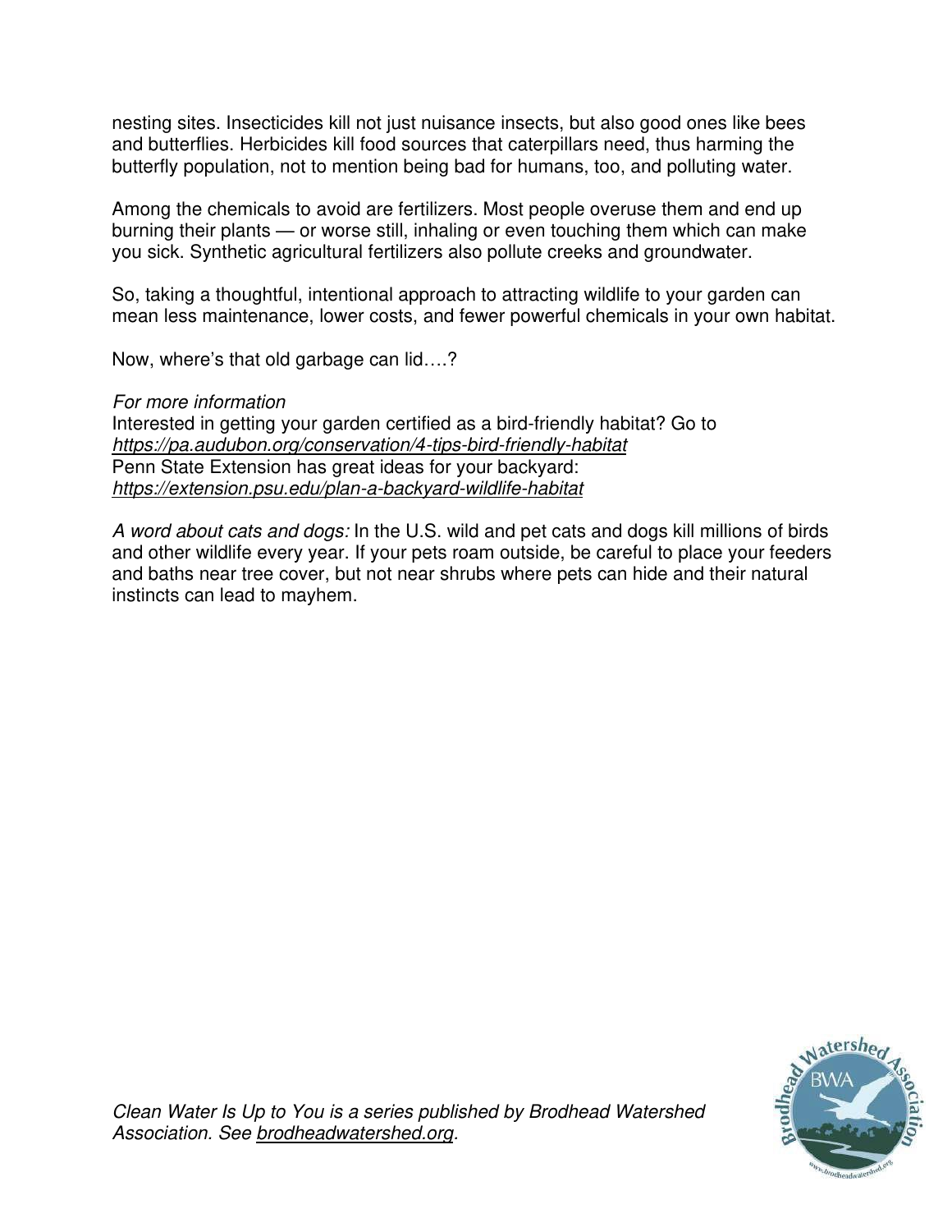nesting sites. Insecticides kill not just nuisance insects, but also good ones like bees and butterflies. Herbicides kill food sources that caterpillars need, thus harming the butterfly population, not to mention being bad for humans, too, and polluting water.

Among the chemicals to avoid are fertilizers. Most people overuse them and end up burning their plants — or worse still, inhaling or even touching them which can make you sick. Synthetic agricultural fertilizers also pollute creeks and groundwater.

So, taking a thoughtful, intentional approach to attracting wildlife to your garden can mean less maintenance, lower costs, and fewer powerful chemicals in your own habitat.

Now, where's that old garbage can lid….?

*For more information*
Interested in getting your garden certified as a bird-friendly habitat? Go to *https://pa.audubon.org/conservation/4-tips-bird-friendly-habitat*
Penn State Extension has great ideas for your backyard:
*https://extension.psu.edu/plan-a-backyard-wildlife-habitat*

*A word about cats and dogs:* In the U.S. wild and pet cats and dogs kill millions of birds and other wildlife every year. If your pets roam outside, be careful to place your feeders and baths near tree cover, but not near shrubs where pets can hide and their natural instincts can lead to mayhem.

*Clean Water Is Up to You is a series published by Brodhead Watershed Association. See brodheadwatershed.org.*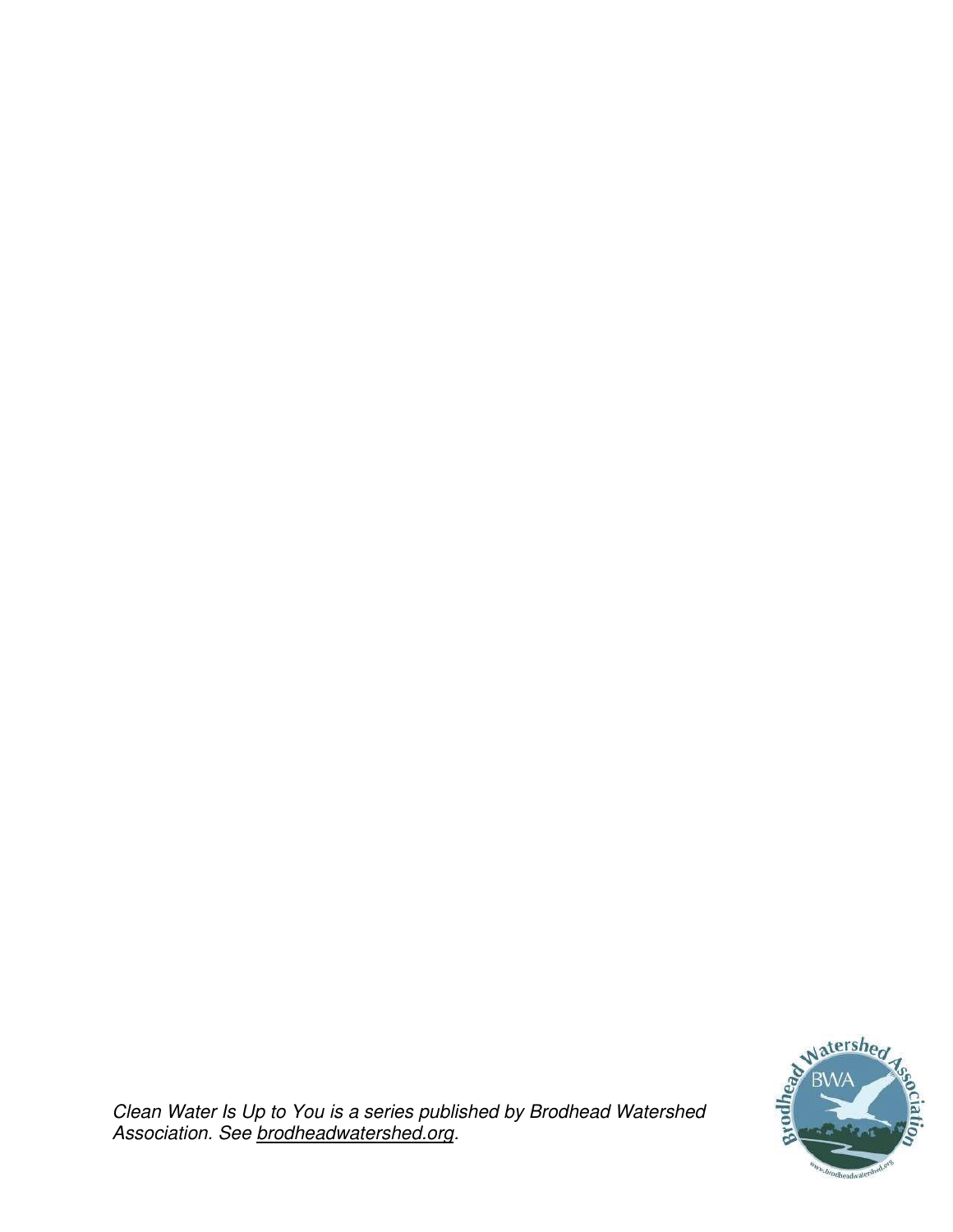*Clean Water Is Up to You is a series published by Brodhead Watershed Association. See brodheadwatershed.org.*